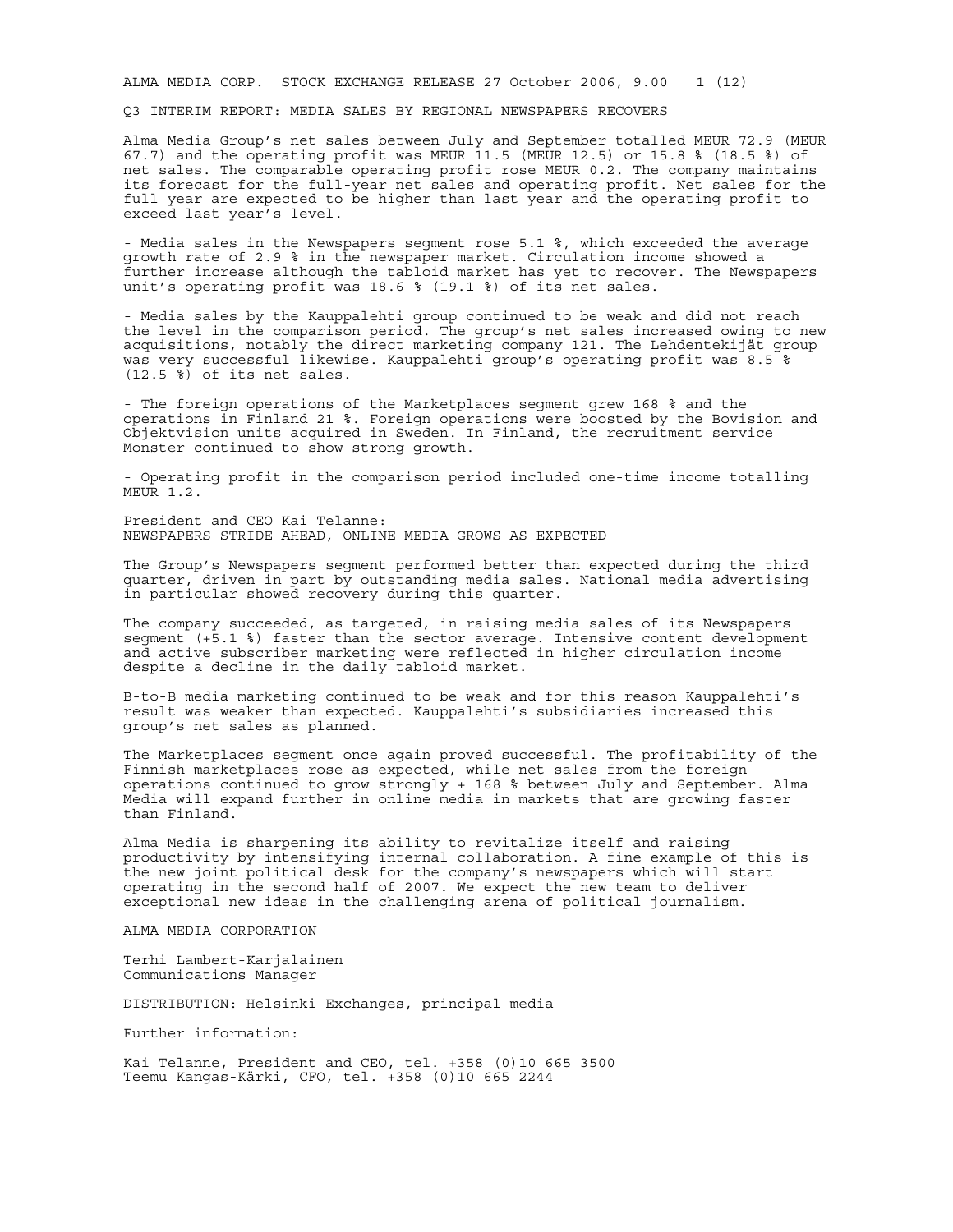ALMA MEDIA CORP. STOCK EXCHANGE RELEASE 27 October 2006, 9.00

# Q3 INTERIM REPORT: MEDIA SALES BY REGIONAL NEWSPAPERS RECOVERS

Alma Media Group's net sales between July and September totalled MEUR 72.9 (MEUR 67.7) and the operating profit was MEUR 11.5 (MEUR 12.5) or 15.8 % (18.5 %) of net sales. The comparable operating profit rose MEUR 0.2. The company maintains its forecast for the full-year net sales and operating profit. Net sales for the full year are expected to be higher than last year and the operating profit to exceed last year's level.

- Media sales in the Newspapers segment rose 5.1 %, which exceeded the average growth rate of 2.9 % in the newspaper market. Circulation income showed a further increase although the tabloid market has yet to recover. The Newspapers unit's operating profit was 18.6 % (19.1 %) of its net sales.

- Media sales by the Kauppalehti group continued to be weak and did not reach the level in the comparison period. The group's net sales increased owing to new acquisitions, notably the direct marketing company 121. The Lehdentekijät group was very successful likewise. Kauppalehti group's operating profit was 8.5 % (12.5 %) of its net sales.

- The foreign operations of the Marketplaces segment grew 168 % and the operations in Finland 21 %. Foreign operations were boosted by the Bovision and Objektvision units acquired in Sweden. In Finland, the recruitment service Monster continued to show strong growth.

- Operating profit in the comparison period included one-time income totalling MEUR 1.2.

President and CEO Kai Telanne:
NEWSPAPERS STRIDE AHEAD, ONLINE MEDIA GROWS AS EXPECTED

The Group's Newspapers segment performed better than expected during the third quarter, driven in part by outstanding media sales. National media advertising in particular showed recovery during this quarter.

The company succeeded, as targeted, in raising media sales of its Newspapers segment (+5.1 %) faster than the sector average. Intensive content development and active subscriber marketing were reflected in higher circulation income despite a decline in the daily tabloid market.

B-to-B media marketing continued to be weak and for this reason Kauppalehti's result was weaker than expected. Kauppalehti's subsidiaries increased this group's net sales as planned.

The Marketplaces segment once again proved successful. The profitability of the Finnish marketplaces rose as expected, while net sales from the foreign operations continued to grow strongly + 168 % between July and September. Alma Media will expand further in online media in markets that are growing faster than Finland.

Alma Media is sharpening its ability to revitalize itself and raising productivity by intensifying internal collaboration. A fine example of this is the new joint political desk for the company's newspapers which will start operating in the second half of 2007. We expect the new team to deliver exceptional new ideas in the challenging arena of political journalism.

ALMA MEDIA CORPORATION

Terhi Lambert-Karjalainen
Communications Manager

DISTRIBUTION: Helsinki Exchanges, principal media

Further information:

Kai Telanne, President and CEO, tel. +358 (0)10 665 3500
Teemu Kangas-Kärki, CFO, tel. +358 (0)10 665 2244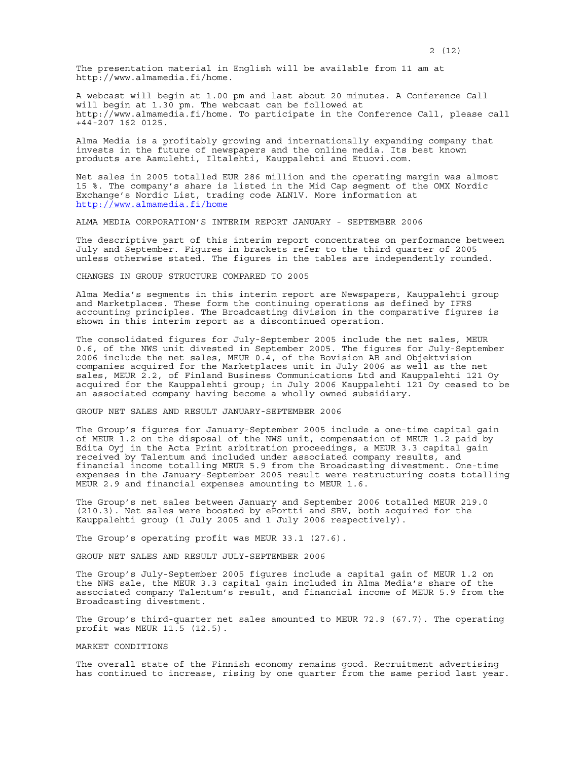The presentation material in English will be available from 11 am at http://www.almamedia.fi/home.

A webcast will begin at 1.00 pm and last about 20 minutes. A Conference Call will begin at 1.30 pm. The webcast can be followed at http://www.almamedia.fi/home. To participate in the Conference Call, please call +44-207 162 0125.

Alma Media is a profitably growing and internationally expanding company that invests in the future of newspapers and the online media. Its best known products are Aamulehti, Iltalehti, Kauppalehti and Etuovi.com.

Net sales in 2005 totalled EUR 286 million and the operating margin was almost 15 %. The company's share is listed in the Mid Cap segment of the OMX Nordic Exchange's Nordic List, trading code ALN1V. More information at http://www.almamedia.fi/home

## ALMA MEDIA CORPORATION'S INTERIM REPORT JANUARY - SEPTEMBER 2006

The descriptive part of this interim report concentrates on performance between July and September. Figures in brackets refer to the third quarter of 2005 unless otherwise stated. The figures in the tables are independently rounded.

### CHANGES IN GROUP STRUCTURE COMPARED TO 2005

Alma Media's segments in this interim report are Newspapers, Kauppalehti group and Marketplaces. These form the continuing operations as defined by IFRS accounting principles. The Broadcasting division in the comparative figures is shown in this interim report as a discontinued operation.

The consolidated figures for July-September 2005 include the net sales, MEUR 0.6, of the NWS unit divested in September 2005. The figures for July-September 2006 include the net sales, MEUR 0.4, of the Bovision AB and Objektvision companies acquired for the Marketplaces unit in July 2006 as well as the net sales, MEUR 2.2, of Finland Business Communications Ltd and Kauppalehti 121 Oy acquired for the Kauppalehti group; in July 2006 Kauppalehti 121 Oy ceased to be an associated company having become a wholly owned subsidiary.

### GROUP NET SALES AND RESULT JANUARY-SEPTEMBER 2006

The Group's figures for January-September 2005 include a one-time capital gain of MEUR 1.2 on the disposal of the NWS unit, compensation of MEUR 1.2 paid by Edita Oyj in the Acta Print arbitration proceedings, a MEUR 3.3 capital gain received by Talentum and included under associated company results, and financial income totalling MEUR 5.9 from the Broadcasting divestment. One-time expenses in the January-September 2005 result were restructuring costs totalling MEUR 2.9 and financial expenses amounting to MEUR 1.6.

The Group's net sales between January and September 2006 totalled MEUR 219.0 (210.3). Net sales were boosted by ePortti and SBV, both acquired for the Kauppalehti group (1 July 2005 and 1 July 2006 respectively).

The Group's operating profit was MEUR 33.1 (27.6).

### GROUP NET SALES AND RESULT JULY-SEPTEMBER 2006

The Group's July-September 2005 figures include a capital gain of MEUR 1.2 on the NWS sale, the MEUR 3.3 capital gain included in Alma Media's share of the associated company Talentum's result, and financial income of MEUR 5.9 from the Broadcasting divestment.

The Group's third-quarter net sales amounted to MEUR 72.9 (67.7). The operating profit was MEUR 11.5 (12.5).

### MARKET CONDITIONS

The overall state of the Finnish economy remains good. Recruitment advertising has continued to increase, rising by one quarter from the same period last year.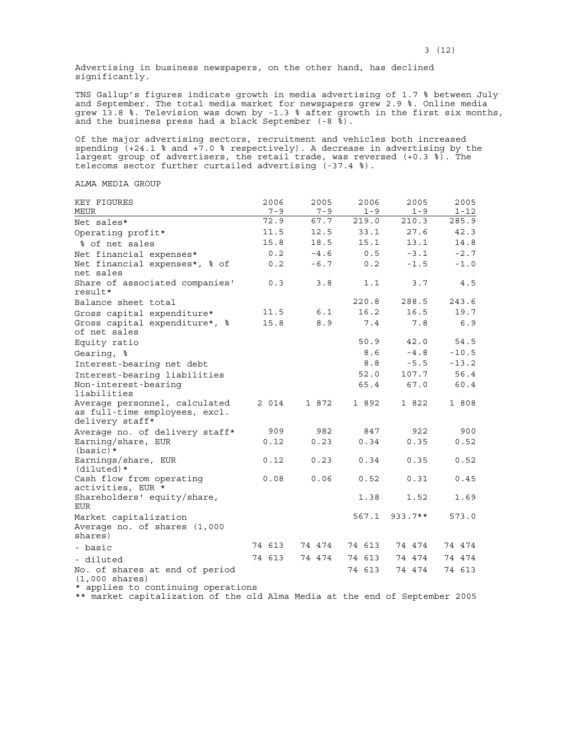Advertising in business newspapers, on the other hand, has declined significantly.

TNS Gallup's figures indicate growth in media advertising of 1.7 % between July and September. The total media market for newspapers grew 2.9 %. Online media grew 13.8 %. Television was down by -1.3 % after growth in the first six months, and the business press had a black September (-8 %).

Of the major advertising sectors, recruitment and vehicles both increased spending (+24.1 % and +7.0 % respectively). A decrease in advertising by the largest group of advertisers, the retail trade, was reversed (+0.3 %). The telecoms sector further curtailed advertising (-37.4 %).

ALMA MEDIA GROUP

| KEY FIGURES<br>MEUR | 2006<br>7-9 | 2005<br>7-9 | 2006<br>1-9 | 2005<br>1-9 | 2005<br>1-12 |
|---|---|---|---|---|---|
| Net sales* | 72.9 | 67.7 | 219.0 | 210.3 | 285.9 |
| Operating profit* | 11.5 | 12.5 | 33.1 | 27.6 | 42.3 |
| % of net sales | 15.8 | 18.5 | 15.1 | 13.1 | 14.8 |
| Net financial expenses* | 0.2 | -4.6 | 0.5 | -3.1 | -2.7 |
| Net financial expenses*, % of net sales | 0.2 | -6.7 | 0.2 | -1.5 | -1.0 |
| Share of associated companies' result* | 0.3 | 3.8 | 1.1 | 3.7 | 4.5 |
| Balance sheet total | | | 220.8 | 288.5 | 243.6 |
| Gross capital expenditure* | 11.5 | 6.1 | 16.2 | 16.5 | 19.7 |
| Gross capital expenditure*, % of net sales | 15.8 | 8.9 | 7.4 | 7.8 | 6.9 |
| Equity ratio | | | 50.9 | 42.0 | 54.5 |
| Gearing, % | | | 8.6 | -4.8 | -10.5 |
| Interest-bearing net debt | | | 8.8 | -5.5 | -13.2 |
| Interest-bearing liabilities | | | 52.0 | 107.7 | 56.4 |
| Non-interest-bearing liabilities | | | 65.4 | 67.0 | 60.4 |
| Average personnel, calculated as full-time employees, excl. delivery staff* | 2 014 | 1 872 | 1 892 | 1 822 | 1 808 |
| Average no. of delivery staff* | 909 | 982 | 847 | 922 | 900 |
| Earning/share, EUR (basic)* | 0.12 | 0.23 | 0.34 | 0.35 | 0.52 |
| Earnings/share, EUR (diluted)* | 0.12 | 0.23 | 0.34 | 0.35 | 0.52 |
| Cash flow from operating activities, EUR * | 0.08 | 0.06 | 0.52 | 0.31 | 0.45 |
| Shareholders' equity/share, EUR | | | 1.38 | 1.52 | 1.69 |
| Market capitalization | | | 567.1 | 933.7** | 573.0 |
| Average no. of shares (1,000 shares) | | | | | |
| - basic | 74 613 | 74 474 | 74 613 | 74 474 | 74 474 |
| - diluted | 74 613 | 74 474 | 74 613 | 74 474 | 74 474 |
| No. of shares at end of period (1,000 shares) | | | 74 613 | 74 474 | 74 613 |

\* applies to continuing operations

** market capitalization of the old Alma Media at the end of September 2005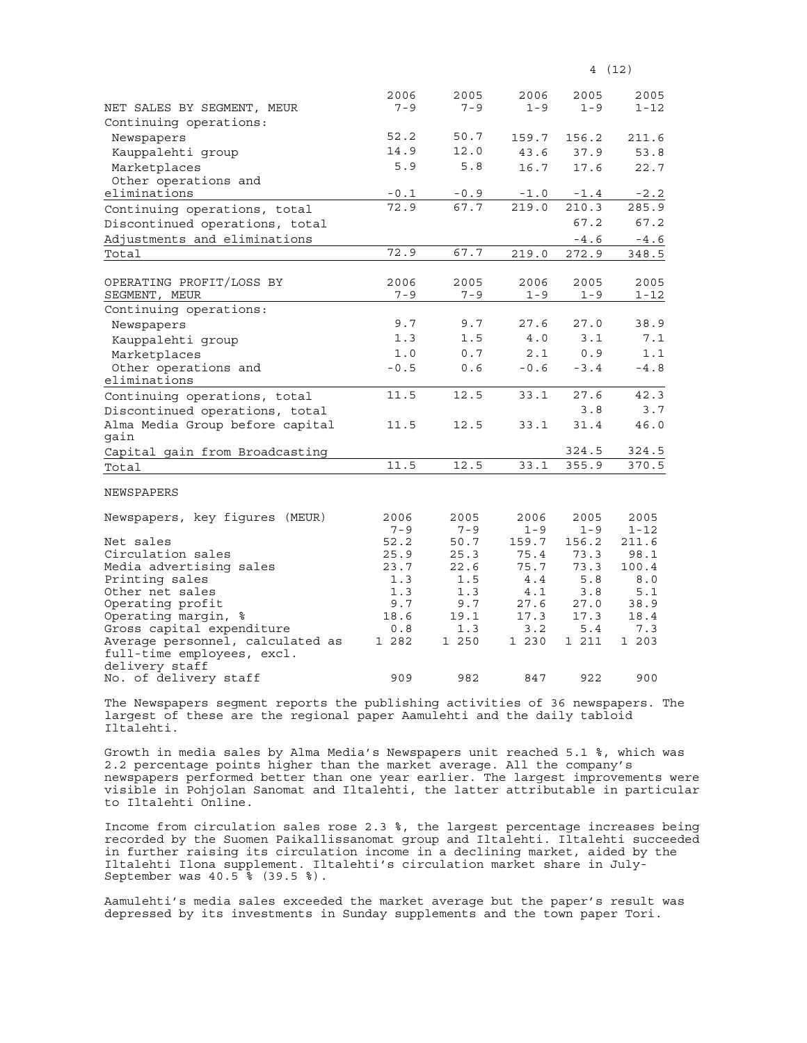| NET SALES BY SEGMENT, MEUR | 2006 7-9 | 2005 7-9 | 2006 1-9 | 2005 1-9 | 2005 1-12 |
|---|---|---|---|---|---|
| Continuing operations: | | | | | |
| Newspapers | 52.2 | 50.7 | 159.7 | 156.2 | 211.6 |
| Kauppalehti group | 14.9 | 12.0 | 43.6 | 37.9 | 53.8 |
| Marketplaces | 5.9 | 5.8 | 16.7 | 17.6 | 22.7 |
| Other operations and eliminations | -0.1 | -0.9 | -1.0 | -1.4 | -2.2 |
| Continuing operations, total | 72.9 | 67.7 | 219.0 | 210.3 | 285.9 |
| Discontinued operations, total | | | | 67.2 | 67.2 |
| Adjustments and eliminations | | | | -4.6 | -4.6 |
| Total | 72.9 | 67.7 | 219.0 | 272.9 | 348.5 |

| OPERATING PROFIT/LOSS BY SEGMENT, MEUR | 2006 7-9 | 2005 7-9 | 2006 1-9 | 2005 1-9 | 2005 1-12 |
|---|---|---|---|---|---|
| Continuing operations: | | | | | |
| Newspapers | 9.7 | 9.7 | 27.6 | 27.0 | 38.9 |
| Kauppalehti group | 1.3 | 1.5 | 4.0 | 3.1 | 7.1 |
| Marketplaces | 1.0 | 0.7 | 2.1 | 0.9 | 1.1 |
| Other operations and eliminations | -0.5 | 0.6 | -0.6 | -3.4 | -4.8 |
| Continuing operations, total | 11.5 | 12.5 | 33.1 | 27.6 | 42.3 |
| Discontinued operations, total | | | | 3.8 | 3.7 |
| Alma Media Group before capital gain | 11.5 | 12.5 | 33.1 | 31.4 | 46.0 |
| Capital gain from Broadcasting | | | | 324.5 | 324.5 |
| Total | 11.5 | 12.5 | 33.1 | 355.9 | 370.5 |

## NEWSPAPERS

| Newspapers, key figures (MEUR) | 2006 7-9 | 2005 7-9 | 2006 1-9 | 2005 1-9 | 2005 1-12 |
|---|---|---|---|---|---|
| Net sales | 52.2 | 50.7 | 159.7 | 156.2 | 211.6 |
| Circulation sales | 25.9 | 25.3 | 75.4 | 73.3 | 98.1 |
| Media advertising sales | 23.7 | 22.6 | 75.7 | 73.3 | 100.4 |
| Printing sales | 1.3 | 1.5 | 4.4 | 5.8 | 8.0 |
| Other net sales | 1.3 | 1.3 | 4.1 | 3.8 | 5.1 |
| Operating profit | 9.7 | 9.7 | 27.6 | 27.0 | 38.9 |
| Operating margin, % | 18.6 | 19.1 | 17.3 | 17.3 | 18.4 |
| Gross capital expenditure | 0.8 | 1.3 | 3.2 | 5.4 | 7.3 |
| Average personnel, calculated as full-time employees, excl. delivery staff | 1 282 | 1 250 | 1 230 | 1 211 | 1 203 |
| No. of delivery staff | 909 | 982 | 847 | 922 | 900 |

The Newspapers segment reports the publishing activities of 36 newspapers. The largest of these are the regional paper Aamulehti and the daily tabloid Iltalehti.

Growth in media sales by Alma Media's Newspapers unit reached 5.1 %, which was 2.2 percentage points higher than the market average. All the company's newspapers performed better than one year earlier. The largest improvements were visible in Pohjolan Sanomat and Iltalehti, the latter attributable in particular to Iltalehti Online.

Income from circulation sales rose 2.3 %, the largest percentage increases being recorded by the Suomen Paikallissanomat group and Iltalehti. Iltalehti succeeded in further raising its circulation income in a declining market, aided by the Iltalehti Ilona supplement. Iltalehti's circulation market share in July-September was 40.5 % (39.5 %).

Aamulehti's media sales exceeded the market average but the paper's result was depressed by its investments in Sunday supplements and the town paper Tori.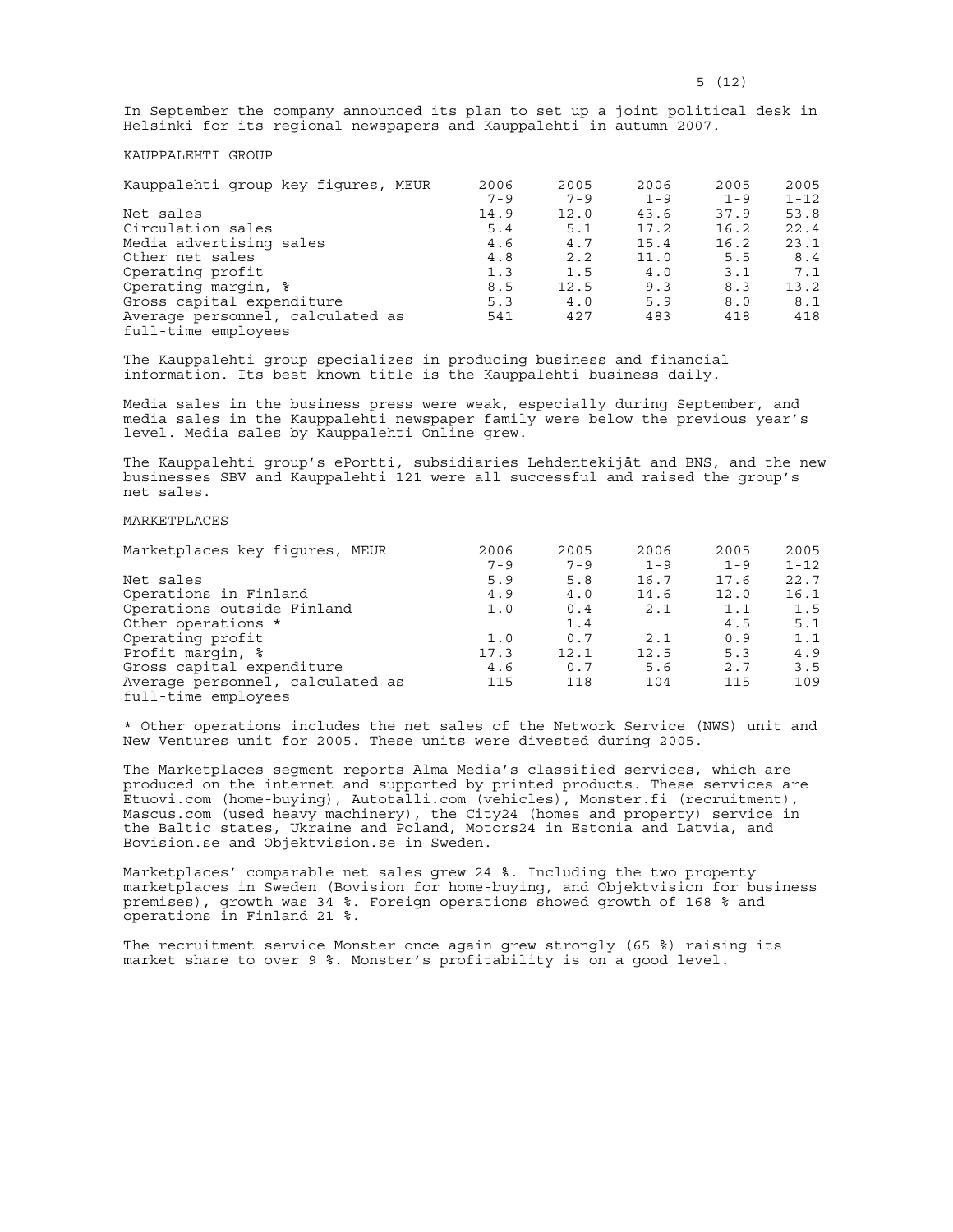In September the company announced its plan to set up a joint political desk in Helsinki for its regional newspapers and Kauppalehti in autumn 2007.

## KAUPPALEHTI GROUP

| Kauppalehti group key figures, MEUR | 2006 7-9 | 2005 7-9 | 2006 1-9 | 2005 1-9 | 2005 1-12 |
|---|---|---|---|---|---|
| Net sales | 14.9 | 12.0 | 43.6 | 37.9 | 53.8 |
| Circulation sales | 5.4 | 5.1 | 17.2 | 16.2 | 22.4 |
| Media advertising sales | 4.6 | 4.7 | 15.4 | 16.2 | 23.1 |
| Other net sales | 4.8 | 2.2 | 11.0 | 5.5 | 8.4 |
| Operating profit | 1.3 | 1.5 | 4.0 | 3.1 | 7.1 |
| Operating margin, % | 8.5 | 12.5 | 9.3 | 8.3 | 13.2 |
| Gross capital expenditure | 5.3 | 4.0 | 5.9 | 8.0 | 8.1 |
| Average personnel, calculated as full-time employees | 541 | 427 | 483 | 418 | 418 |

The Kauppalehti group specializes in producing business and financial information. Its best known title is the Kauppalehti business daily.

Media sales in the business press were weak, especially during September, and media sales in the Kauppalehti newspaper family were below the previous year's level. Media sales by Kauppalehti Online grew.

The Kauppalehti group's ePortti, subsidiaries Lehdentekijät and BNS, and the new businesses SBV and Kauppalehti 121 were all successful and raised the group's net sales.

## MARKETPLACES

| Marketplaces key figures, MEUR | 2006 7-9 | 2005 7-9 | 2006 1-9 | 2005 1-9 | 2005 1-12 |
|---|---|---|---|---|---|
| Net sales | 5.9 | 5.8 | 16.7 | 17.6 | 22.7 |
| Operations in Finland | 4.9 | 4.0 | 14.6 | 12.0 | 16.1 |
| Operations outside Finland | 1.0 | 0.4 | 2.1 | 1.1 | 1.5 |
| Other operations * | | 1.4 | | 4.5 | 5.1 |
| Operating profit | 1.0 | 0.7 | 2.1 | 0.9 | 1.1 |
| Profit margin, % | 17.3 | 12.1 | 12.5 | 5.3 | 4.9 |
| Gross capital expenditure | 4.6 | 0.7 | 5.6 | 2.7 | 3.5 |
| Average personnel, calculated as full-time employees | 115 | 118 | 104 | 115 | 109 |

* Other operations includes the net sales of the Network Service (NWS) unit and New Ventures unit for 2005. These units were divested during 2005.

The Marketplaces segment reports Alma Media's classified services, which are produced on the internet and supported by printed products. These services are Etuovi.com (home-buying), Autotalli.com (vehicles), Monster.fi (recruitment), Mascus.com (used heavy machinery), the City24 (homes and property) service in the Baltic states, Ukraine and Poland, Motors24 in Estonia and Latvia, and Bovision.se and Objektvision.se in Sweden.

Marketplaces' comparable net sales grew 24 %. Including the two property marketplaces in Sweden (Bovision for home-buying, and Objektvision for business premises), growth was 34 %. Foreign operations showed growth of 168 % and operations in Finland 21 %.

The recruitment service Monster once again grew strongly (65 %) raising its market share to over 9 %. Monster's profitability is on a good level.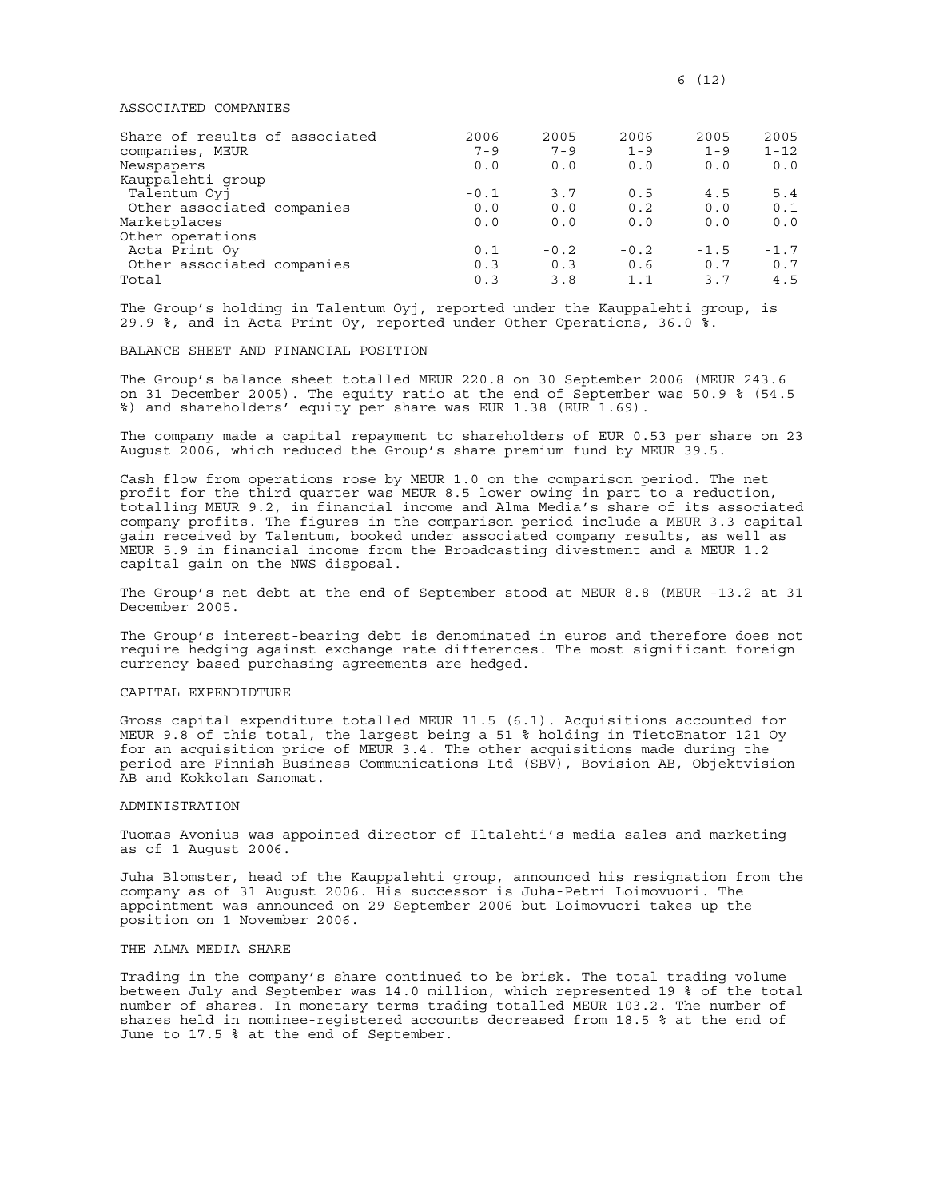## ASSOCIATED COMPANIES

| Share of results of associated companies, MEUR | 2006 7-9 | 2005 7-9 | 2006 1-9 | 2005 1-9 | 2005 1-12 |
|---|---|---|---|---|---|
| Newspapers | 0.0 | 0.0 | 0.0 | 0.0 | 0.0 |
| Kauppalehti group | | | | | |
| Talentum Oyj | -0.1 | 3.7 | 0.5 | 4.5 | 5.4 |
| Other associated companies | 0.0 | 0.0 | 0.2 | 0.0 | 0.1 |
| Marketplaces | 0.0 | 0.0 | 0.0 | 0.0 | 0.0 |
| Other operations | | | | | |
| Acta Print Oy | 0.1 | -0.2 | -0.2 | -1.5 | -1.7 |
| Other associated companies | 0.3 | 0.3 | 0.6 | 0.7 | 0.7 |
| Total | 0.3 | 3.8 | 1.1 | 3.7 | 4.5 |

The Group's holding in Talentum Oyj, reported under the Kauppalehti group, is 29.9 %, and in Acta Print Oy, reported under Other Operations, 36.0 %.

## BALANCE SHEET AND FINANCIAL POSITION

The Group's balance sheet totalled MEUR 220.8 on 30 September 2006 (MEUR 243.6 on 31 December 2005). The equity ratio at the end of September was 50.9 % (54.5 %) and shareholders' equity per share was EUR 1.38 (EUR 1.69).

The company made a capital repayment to shareholders of EUR 0.53 per share on 23 August 2006, which reduced the Group's share premium fund by MEUR 39.5.

Cash flow from operations rose by MEUR 1.0 on the comparison period. The net profit for the third quarter was MEUR 8.5 lower owing in part to a reduction, totalling MEUR 9.2, in financial income and Alma Media's share of its associated company profits. The figures in the comparison period include a MEUR 3.3 capital gain received by Talentum, booked under associated company results, as well as MEUR 5.9 in financial income from the Broadcasting divestment and a MEUR 1.2 capital gain on the NWS disposal.

The Group's net debt at the end of September stood at MEUR 8.8 (MEUR -13.2 at 31 December 2005.

The Group's interest-bearing debt is denominated in euros and therefore does not require hedging against exchange rate differences. The most significant foreign currency based purchasing agreements are hedged.

## CAPITAL EXPENDIDTURE

Gross capital expenditure totalled MEUR 11.5 (6.1). Acquisitions accounted for MEUR 9.8 of this total, the largest being a 51 % holding in TietoEnator 121 Oy for an acquisition price of MEUR 3.4. The other acquisitions made during the period are Finnish Business Communications Ltd (SBV), Bovision AB, Objektvision AB and Kokkolan Sanomat.

## ADMINISTRATION

Tuomas Avonius was appointed director of Iltalehti's media sales and marketing as of 1 August 2006.

Juha Blomster, head of the Kauppalehti group, announced his resignation from the company as of 31 August 2006. His successor is Juha-Petri Loimovuori. The appointment was announced on 29 September 2006 but Loimovuori takes up the position on 1 November 2006.

## THE ALMA MEDIA SHARE

Trading in the company's share continued to be brisk. The total trading volume between July and September was 14.0 million, which represented 19 % of the total number of shares. In monetary terms trading totalled MEUR 103.2. The number of shares held in nominee-registered accounts decreased from 18.5 % at the end of June to 17.5 % at the end of September.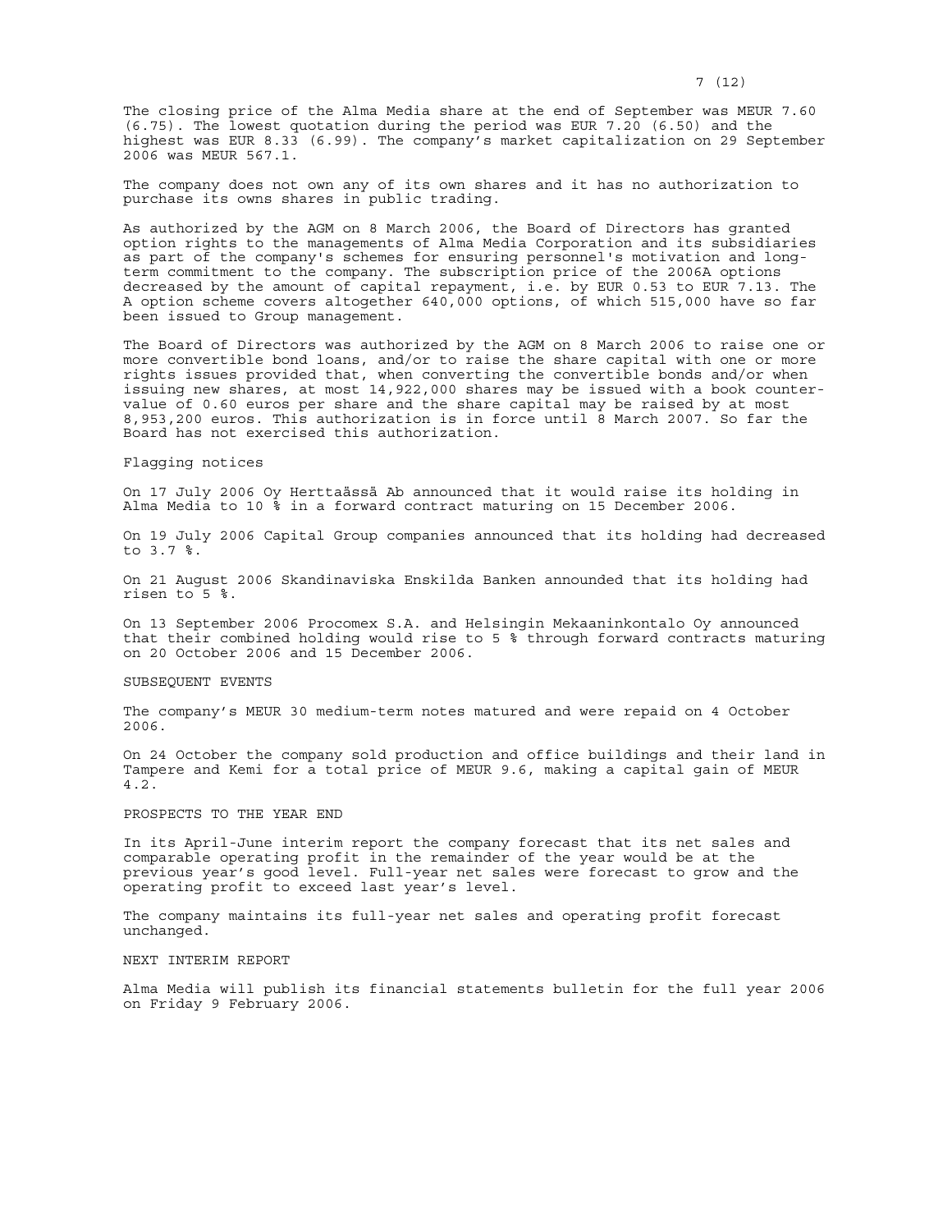The closing price of the Alma Media share at the end of September was MEUR 7.60 (6.75). The lowest quotation during the period was EUR 7.20 (6.50) and the highest was EUR 8.33 (6.99). The company's market capitalization on 29 September 2006 was MEUR 567.1.

The company does not own any of its own shares and it has no authorization to purchase its owns shares in public trading.

As authorized by the AGM on 8 March 2006, the Board of Directors has granted option rights to the managements of Alma Media Corporation and its subsidiaries as part of the company's schemes for ensuring personnel's motivation and long-term commitment to the company. The subscription price of the 2006A options decreased by the amount of capital repayment, i.e. by EUR 0.53 to EUR 7.13. The A option scheme covers altogether 640,000 options, of which 515,000 have so far been issued to Group management.

The Board of Directors was authorized by the AGM on 8 March 2006 to raise one or more convertible bond loans, and/or to raise the share capital with one or more rights issues provided that, when converting the convertible bonds and/or when issuing new shares, at most 14,922,000 shares may be issued with a book counter-value of 0.60 euros per share and the share capital may be raised by at most 8,953,200 euros. This authorization is in force until 8 March 2007. So far the Board has not exercised this authorization.

Flagging notices

On 17 July 2006 Oy Herttaässä Ab announced that it would raise its holding in Alma Media to 10 % in a forward contract maturing on 15 December 2006.

On 19 July 2006 Capital Group companies announced that its holding had decreased to 3.7 %.

On 21 August 2006 Skandinaviska Enskilda Banken announded that its holding had risen to 5 %.

On 13 September 2006 Procomex S.A. and Helsingin Mekaaninkontalo Oy announced that their combined holding would rise to 5 % through forward contracts maturing on 20 October 2006 and 15 December 2006.

## SUBSEQUENT EVENTS

The company's MEUR 30 medium-term notes matured and were repaid on 4 October 2006.

On 24 October the company sold production and office buildings and their land in Tampere and Kemi for a total price of MEUR 9.6, making a capital gain of MEUR 4.2.

## PROSPECTS TO THE YEAR END

In its April-June interim report the company forecast that its net sales and comparable operating profit in the remainder of the year would be at the previous year's good level. Full-year net sales were forecast to grow and the operating profit to exceed last year's level.

The company maintains its full-year net sales and operating profit forecast unchanged.

## NEXT INTERIM REPORT

Alma Media will publish its financial statements bulletin for the full year 2006 on Friday 9 February 2006.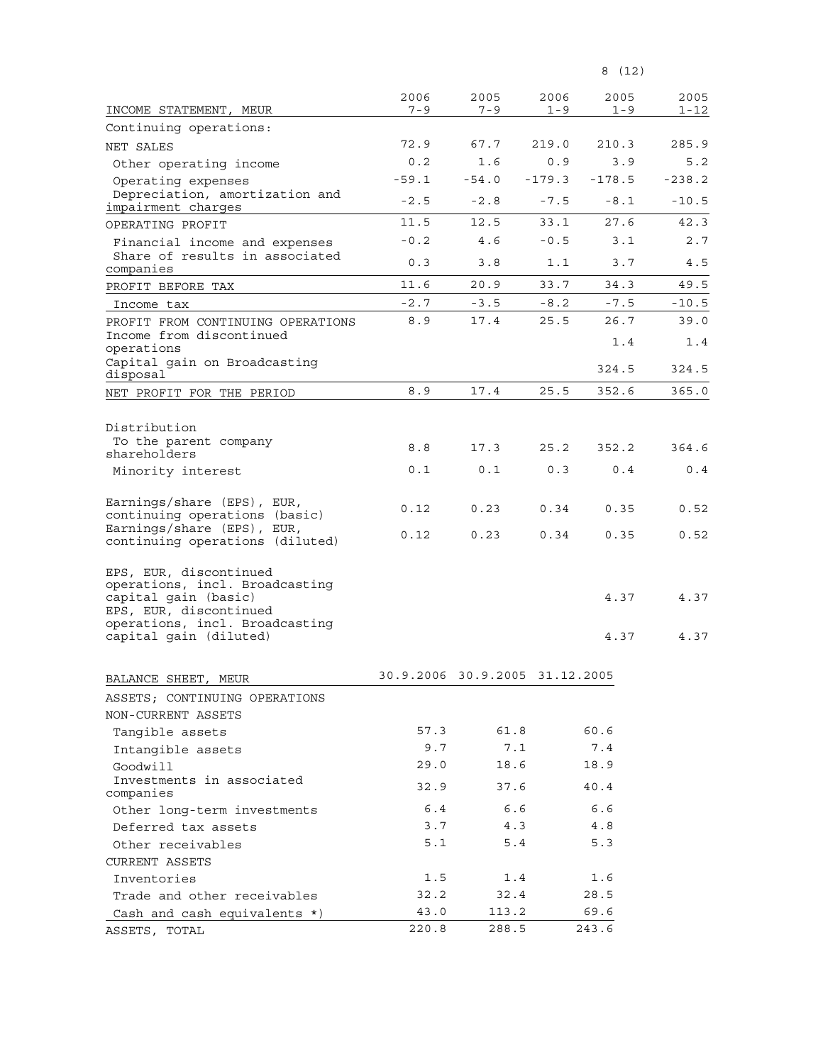| INCOME STATEMENT, MEUR | 2006 7-9 | 2005 7-9 | 2006 1-9 | 2005 1-9 | 2005 1-12 |
|---|---|---|---|---|---|
| Continuing operations: | | | | | |
| NET SALES | 72.9 | 67.7 | 219.0 | 210.3 | 285.9 |
| Other operating income | 0.2 | 1.6 | 0.9 | 3.9 | 5.2 |
| Operating expenses | -59.1 | -54.0 | -179.3 | -178.5 | -238.2 |
| Depreciation, amortization and impairment charges | -2.5 | -2.8 | -7.5 | -8.1 | -10.5 |
| OPERATING PROFIT | 11.5 | 12.5 | 33.1 | 27.6 | 42.3 |
| Financial income and expenses | -0.2 | 4.6 | -0.5 | 3.1 | 2.7 |
| Share of results in associated companies | 0.3 | 3.8 | 1.1 | 3.7 | 4.5 |
| PROFIT BEFORE TAX | 11.6 | 20.9 | 33.7 | 34.3 | 49.5 |
| Income tax | -2.7 | -3.5 | -8.2 | -7.5 | -10.5 |
| PROFIT FROM CONTINUING OPERATIONS | 8.9 | 17.4 | 25.5 | 26.7 | 39.0 |
| Income from discontinued operations | | | | 1.4 | 1.4 |
| Capital gain on Broadcasting disposal | | | | 324.5 | 324.5 |
| NET PROFIT FOR THE PERIOD | 8.9 | 17.4 | 25.5 | 352.6 | 365.0 |
| | | | | | |
| Distribution | | | | | |
| To the parent company shareholders | 8.8 | 17.3 | 25.2 | 352.2 | 364.6 |
| Minority interest | 0.1 | 0.1 | 0.3 | 0.4 | 0.4 |
| | | | | | |
| Earnings/share (EPS), EUR, continuing operations (basic) | 0.12 | 0.23 | 0.34 | 0.35 | 0.52 |
| Earnings/share (EPS), EUR, continuing operations (diluted) | 0.12 | 0.23 | 0.34 | 0.35 | 0.52 |
| | | | | | |
| EPS, EUR, discontinued operations, incl. Broadcasting capital gain (basic) | | | | 4.37 | 4.37 |
| EPS, EUR, discontinued operations, incl. Broadcasting capital gain (diluted) | | | | 4.37 | 4.37 |

| BALANCE SHEET, MEUR | 30.9.2006 | 30.9.2005 | 31.12.2005 |
|---|---|---|---|
| ASSETS; CONTINUING OPERATIONS | | | |
| NON-CURRENT ASSETS | | | |
| Tangible assets | 57.3 | 61.8 | 60.6 |
| Intangible assets | 9.7 | 7.1 | 7.4 |
| Goodwill | 29.0 | 18.6 | 18.9 |
| Investments in associated companies | 32.9 | 37.6 | 40.4 |
| Other long-term investments | 6.4 | 6.6 | 6.6 |
| Deferred tax assets | 3.7 | 4.3 | 4.8 |
| Other receivables | 5.1 | 5.4 | 5.3 |
| CURRENT ASSETS | | | |
| Inventories | 1.5 | 1.4 | 1.6 |
| Trade and other receivables | 32.2 | 32.4 | 28.5 |
| Cash and cash equivalents *) | 43.0 | 113.2 | 69.6 |
| ASSETS, TOTAL | 220.8 | 288.5 | 243.6 |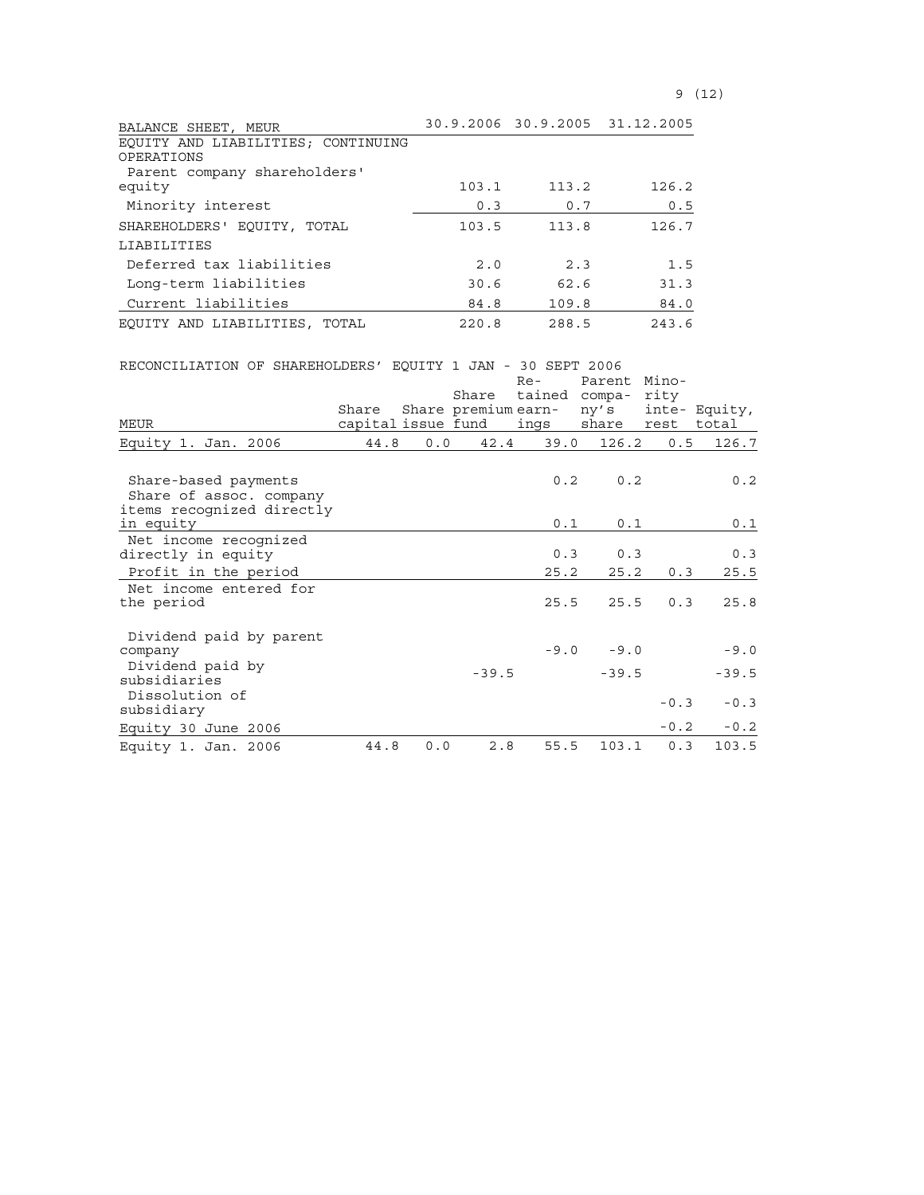| BALANCE SHEET, MEUR | 30.9.2006 | 30.9.2005 | 31.12.2005 |
|---|---|---|---|
| EQUITY AND LIABILITIES; CONTINUING OPERATIONS | | | |
| Parent company shareholders' equity | 103.1 | 113.2 | 126.2 |
| Minority interest | 0.3 | 0.7 | 0.5 |
| SHAREHOLDERS' EQUITY, TOTAL | 103.5 | 113.8 | 126.7 |
| LIABILITIES | | | |
| Deferred tax liabilities | 2.0 | 2.3 | 1.5 |
| Long-term liabilities | 30.6 | 62.6 | 31.3 |
| Current liabilities | 84.8 | 109.8 | 84.0 |
| EQUITY AND LIABILITIES, TOTAL | 220.8 | 288.5 | 243.6 |

RECONCILIATION OF SHAREHOLDERS' EQUITY 1 JAN - 30 SEPT 2006

| MEUR | Share capital | Share issue | Share premium fund | Retained earnings | Parent company's share | Minority interest | Equity, total |
|---|---|---|---|---|---|---|---|
| Equity 1. Jan. 2006 | 44.8 | 0.0 | 42.4 | 39.0 | 126.2 | 0.5 | 126.7 |
| Share-based payments | | | | 0.2 | 0.2 | | 0.2 |
| Share of assoc. company items recognized directly in equity | | | | 0.1 | 0.1 | | 0.1 |
| Net income recognized directly in equity | | | | 0.3 | 0.3 | | 0.3 |
| Profit in the period | | | | 25.2 | 25.2 | 0.3 | 25.5 |
| Net income entered for the period | | | | 25.5 | 25.5 | 0.3 | 25.8 |
| Dividend paid by parent company | | | | -9.0 | -9.0 | | -9.0 |
| Dividend paid by subsidiaries | | | -39.5 | | -39.5 | | -39.5 |
| Dissolution of subsidiary | | | | | | -0.3 | -0.3 |
| Equity 30 June 2006 | | | | | | -0.2 | -0.2 |
| Equity 1. Jan. 2006 | 44.8 | 0.0 | 2.8 | 55.5 | 103.1 | 0.3 | 103.5 |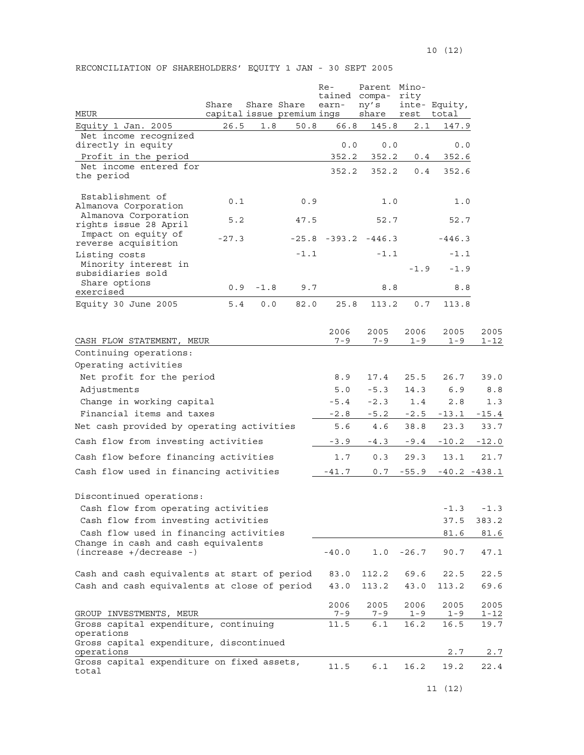RECONCILIATION OF SHAREHOLDERS' EQUITY 1 JAN - 30 SEPT 2005

| MEUR | Share capital | Share issue | Share premium | Retained earnings | Parent company's share | Minority interest | Equity, total |
|---|---|---|---|---|---|---|---|
| Equity 1 Jan. 2005 | 26.5 | 1.8 | 50.8 | 66.8 | 145.8 | 2.1 | 147.9 |
| Net income recognized directly in equity | | | | 0.0 | 0.0 | | 0.0 |
| Profit in the period | | | | 352.2 | 352.2 | 0.4 | 352.6 |
| Net income entered for the period | | | | 352.2 | 352.2 | 0.4 | 352.6 |
| Establishment of Almanova Corporation | 0.1 | | 0.9 | | 1.0 | | 1.0 |
| Almanova Corporation rights issue 28 April | 5.2 | | 47.5 | | 52.7 | | 52.7 |
| Impact on equity of reverse acquisition | -27.3 | | -25.8 | -393.2 | -446.3 | | -446.3 |
| Listing costs | | | -1.1 | | -1.1 | | -1.1 |
| Minority interest in subsidiaries sold | | | | | | -1.9 | -1.9 |
| Share options exercised | 0.9 | -1.8 | 9.7 | | 8.8 | | 8.8 |
| Equity 30 June 2005 | 5.4 | 0.0 | 82.0 | 25.8 | 113.2 | 0.7 | 113.8 |

| CASH FLOW STATEMENT, MEUR | 2006 7-9 | 2005 7-9 | 2006 1-9 | 2005 1-9 | 2005 1-12 |
|---|---|---|---|---|---|
| Continuing operations: | | | | | |
| Operating activities | | | | | |
| Net profit for the period | 8.9 | 17.4 | 25.5 | 26.7 | 39.0 |
| Adjustments | 5.0 | -5.3 | 14.3 | 6.9 | 8.8 |
| Change in working capital | -5.4 | -2.3 | 1.4 | 2.8 | 1.3 |
| Financial items and taxes | -2.8 | -5.2 | -2.5 | -13.1 | -15.4 |
| Net cash provided by operating activities | 5.6 | 4.6 | 38.8 | 23.3 | 33.7 |
| Cash flow from investing activities | -3.9 | -4.3 | -9.4 | -10.2 | -12.0 |
| Cash flow before financing activities | 1.7 | 0.3 | 29.3 | 13.1 | 21.7 |
| Cash flow used in financing activities | -41.7 | 0.7 | -55.9 | -40.2 | -438.1 |
| Discontinued operations: | | | | | |
| Cash flow from operating activities | | | | -1.3 | -1.3 |
| Cash flow from investing activities | | | | 37.5 | 383.2 |
| Cash flow used in financing activities | | | | 81.6 | 81.6 |
| Change in cash and cash equivalents (increase +/decrease -) | -40.0 | 1.0 | -26.7 | 90.7 | 47.1 |
| Cash and cash equivalents at start of period | 83.0 | 112.2 | 69.6 | 22.5 | 22.5 |
| Cash and cash equivalents at close of period | 43.0 | 113.2 | 43.0 | 113.2 | 69.6 |

| GROUP INVESTMENTS, MEUR | 2006 7-9 | 2005 7-9 | 2006 1-9 | 2005 1-9 | 2005 1-12 |
|---|---|---|---|---|---|
| Gross capital expenditure, continuing operations | 11.5 | 6.1 | 16.2 | 16.5 | 19.7 |
| Gross capital expenditure, discontinued operations | | | | 2.7 | 2.7 |
| Gross capital expenditure on fixed assets, total | 11.5 | 6.1 | 16.2 | 19.2 | 22.4 |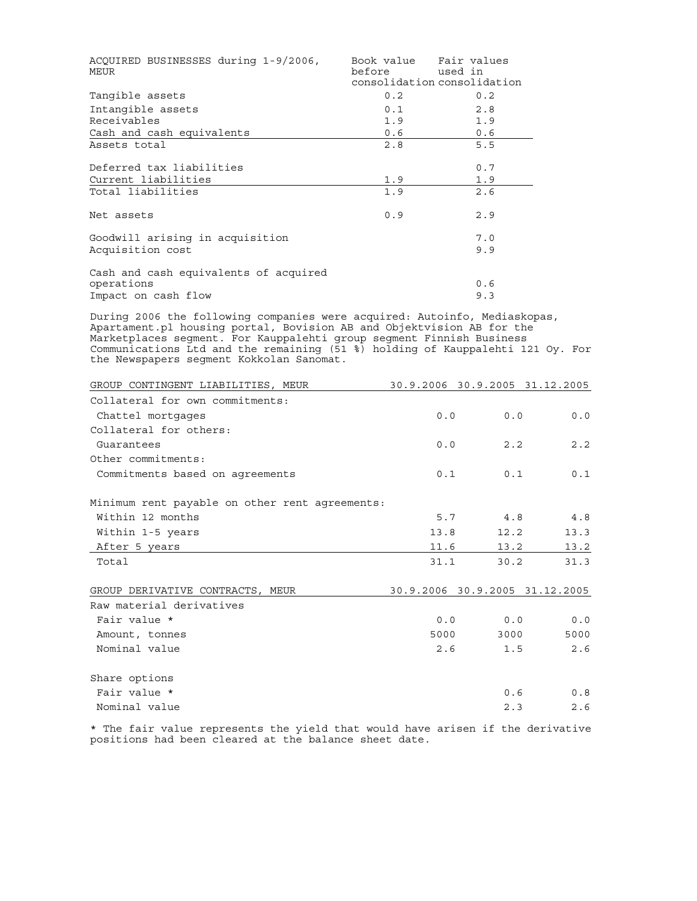| ACQUIRED BUSINESSES during 1-9/2006, MEUR | Book value before consolidation | Fair values used in consolidation |
|---|---|---|
| Tangible assets | 0.2 | 0.2 |
| Intangible assets | 0.1 | 2.8 |
| Receivables | 1.9 | 1.9 |
| Cash and cash equivalents | 0.6 | 0.6 |
| Assets total | 2.8 | 5.5 |
| | | |
| Deferred tax liabilities | | 0.7 |
| Current liabilities | 1.9 | 1.9 |
| Total liabilities | 1.9 | 2.6 |
| | | |
| Net assets | 0.9 | 2.9 |
| | | |
| Goodwill arising in acquisition | | 7.0 |
| Acquisition cost | | 9.9 |
| | | |
| Cash and cash equivalents of acquired operations | | 0.6 |
| Impact on cash flow | | 9.3 |

During 2006 the following companies were acquired: Autoinfo, Mediaskopas, Apartament.pl housing portal, Bovision AB and Objektvision AB for the Marketplaces segment. For Kauppalehti group segment Finnish Business Communications Ltd and the remaining (51 %) holding of Kauppalehti 121 Oy. For the Newspapers segment Kokkolan Sanomat.

| GROUP CONTINGENT LIABILITIES, MEUR | 30.9.2006 | 30.9.2005 | 31.12.2005 |
|---|---|---|---|
| Collateral for own commitments: | | | |
| Chattel mortgages | 0.0 | 0.0 | 0.0 |
| Collateral for others: | | | |
| Guarantees | 0.0 | 2.2 | 2.2 |
| Other commitments: | | | |
| Commitments based on agreements | 0.1 | 0.1 | 0.1 |
| | | | |
| Minimum rent payable on other rent agreements: | | | |
| Within 12 months | 5.7 | 4.8 | 4.8 |
| Within 1-5 years | 13.8 | 12.2 | 13.3 |
| After 5 years | 11.6 | 13.2 | 13.2 |
| Total | 31.1 | 30.2 | 31.3 |

| GROUP DERIVATIVE CONTRACTS, MEUR | 30.9.2006 | 30.9.2005 | 31.12.2005 |
|---|---|---|---|
| Raw material derivatives | | | |
| Fair value * | 0.0 | 0.0 | 0.0 |
| Amount, tonnes | 5000 | 3000 | 5000 |
| Nominal value | 2.6 | 1.5 | 2.6 |
| | | | |
| Share options | | | |
| Fair value * | | 0.6 | 0.8 |
| Nominal value | | 2.3 | 2.6 |

* The fair value represents the yield that would have arisen if the derivative positions had been cleared at the balance sheet date.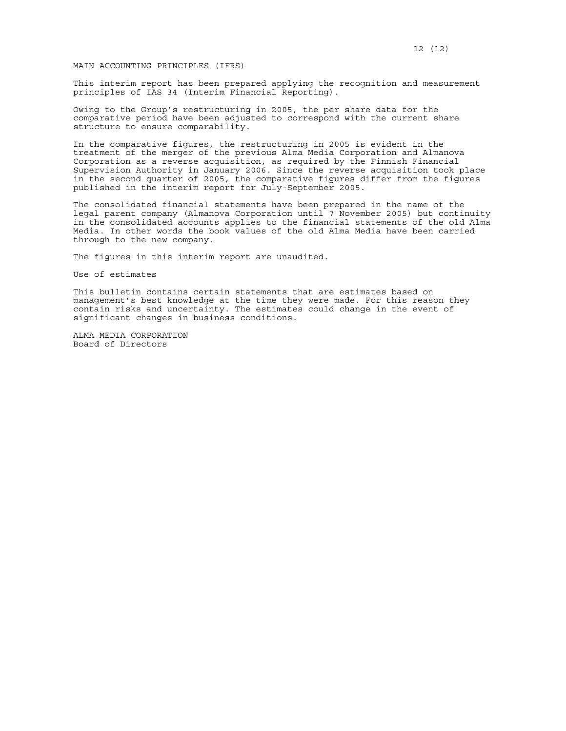## MAIN ACCOUNTING PRINCIPLES (IFRS)

This interim report has been prepared applying the recognition and measurement principles of IAS 34 (Interim Financial Reporting).

Owing to the Group's restructuring in 2005, the per share data for the comparative period have been adjusted to correspond with the current share structure to ensure comparability.

In the comparative figures, the restructuring in 2005 is evident in the treatment of the merger of the previous Alma Media Corporation and Almanova Corporation as a reverse acquisition, as required by the Finnish Financial Supervision Authority in January 2006. Since the reverse acquisition took place in the second quarter of 2005, the comparative figures differ from the figures published in the interim report for July-September 2005.

The consolidated financial statements have been prepared in the name of the legal parent company (Almanova Corporation until 7 November 2005) but continuity in the consolidated accounts applies to the financial statements of the old Alma Media. In other words the book values of the old Alma Media have been carried through to the new company.

The figures in this interim report are unaudited.

### Use of estimates

This bulletin contains certain statements that are estimates based on management's best knowledge at the time they were made. For this reason they contain risks and uncertainty. The estimates could change in the event of significant changes in business conditions.

ALMA MEDIA CORPORATION
Board of Directors